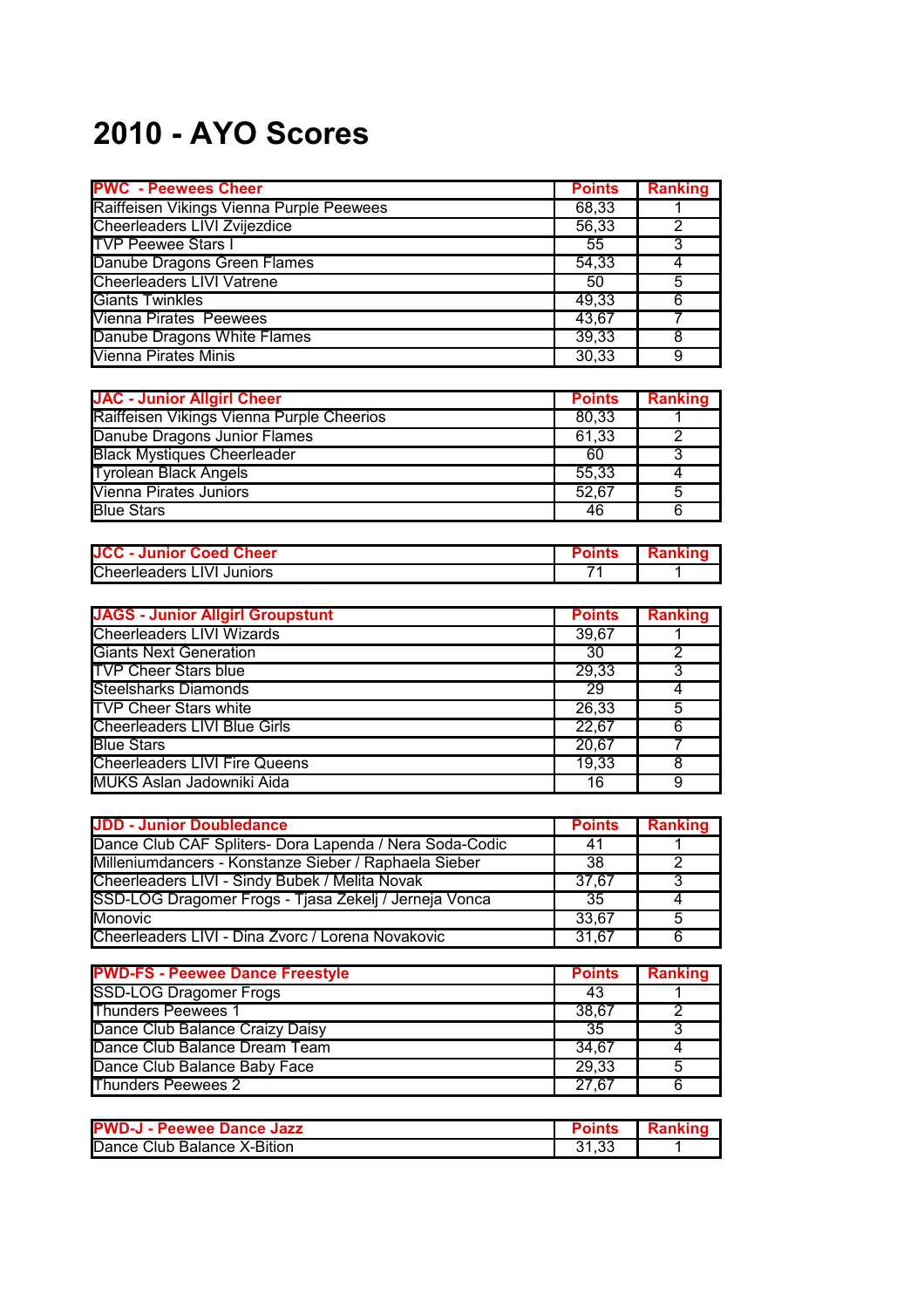# 2010 - AYO Scores

| PWC - Peewees Cheer | Points | Ranking |
|---|---|---|
| Raiffeisen Vikings Vienna Purple Peewees | 68,33 | 1 |
| Cheerleaders LIVI Zvijezdice | 56,33 | 2 |
| TVP Peewee Stars I | 55 | 3 |
| Danube Dragons Green Flames | 54,33 | 4 |
| Cheerleaders LIVI Vatrene | 50 | 5 |
| Giants Twinkles | 49,33 | 6 |
| Vienna Pirates Peewees | 43,67 | 7 |
| Danube Dragons White Flames | 39,33 | 8 |
| Vienna Pirates Minis | 30,33 | 9 |

| JAC - Junior Allgirl Cheer | Points | Ranking |
|---|---|---|
| Raiffeisen Vikings Vienna Purple Cheerios | 80,33 | 1 |
| Danube Dragons Junior Flames | 61,33 | 2 |
| Black Mystiques Cheerleader | 60 | 3 |
| Tyrolean Black Angels | 55,33 | 4 |
| Vienna Pirates Juniors | 52,67 | 5 |
| Blue Stars | 46 | 6 |

| JCC - Junior Coed Cheer | Points | Ranking |
|---|---|---|
| Cheerleaders LIVI Juniors | 71 | 1 |

| JAGS - Junior Allgirl Groupstunt | Points | Ranking |
|---|---|---|
| Cheerleaders LIVI Wizards | 39,67 | 1 |
| Giants Next Generation | 30 | 2 |
| TVP Cheer Stars blue | 29,33 | 3 |
| Steelsharks Diamonds | 29 | 4 |
| TVP Cheer Stars white | 26,33 | 5 |
| Cheerleaders LIVI Blue Girls | 22,67 | 6 |
| Blue Stars | 20,67 | 7 |
| Cheerleaders LIVI Fire Queens | 19,33 | 8 |
| MUKS Aslan Jadowniki Aida | 16 | 9 |

| JDD - Junior Doubledance | Points | Ranking |
|---|---|---|
| Dance Club CAF Spliters- Dora Lapenda / Nera Soda-Codic | 41 | 1 |
| Milleniumdancers - Konstanze Sieber / Raphaela Sieber | 38 | 2 |
| Cheerleaders LIVI - Sindy Bubek / Melita Novak | 37,67 | 3 |
| SSD-LOG Dragomer Frogs - Tjasa Zekelj / Jerneja Vonca | 35 | 4 |
| Monovic | 33,67 | 5 |
| Cheerleaders LIVI - Dina Zvorc / Lorena Novakovic | 31,67 | 6 |

| PWD-FS - Peewee Dance Freestyle | Points | Ranking |
|---|---|---|
| SSD-LOG Dragomer Frogs | 43 | 1 |
| Thunders Peewees 1 | 38,67 | 2 |
| Dance Club Balance Craizy Daisy | 35 | 3 |
| Dance Club Balance Dream Team | 34,67 | 4 |
| Dance Club Balance Baby Face | 29,33 | 5 |
| Thunders Peewees 2 | 27,67 | 6 |

| PWD-J - Peewee Dance Jazz | Points | Ranking |
|---|---|---|
| Dance Club Balance X-Bition | 31,33 | 1 |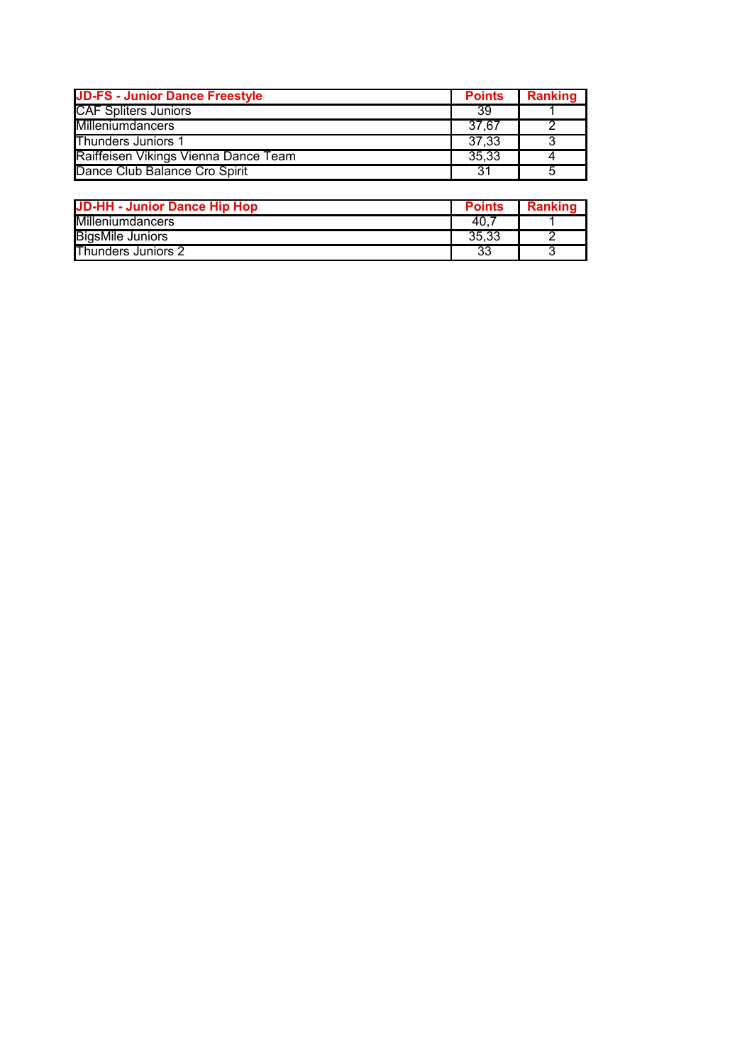| JD-FS - Junior Dance Freestyle | Points | Ranking |
|---|---|---|
| CAF Spliters Juniors | 39 | 1 |
| Milleniumdancers | 37,67 | 2 |
| Thunders Juniors 1 | 37,33 | 3 |
| Raiffeisen Vikings Vienna Dance Team | 35,33 | 4 |
| Dance Club Balance Cro Spirit | 31 | 5 |

| JD-HH - Junior Dance Hip Hop | Points | Ranking |
|---|---|---|
| Milleniumdancers | 40,7 | 1 |
| BigsMile Juniors | 35,33 | 2 |
| Thunders Juniors 2 | 33 | 3 |